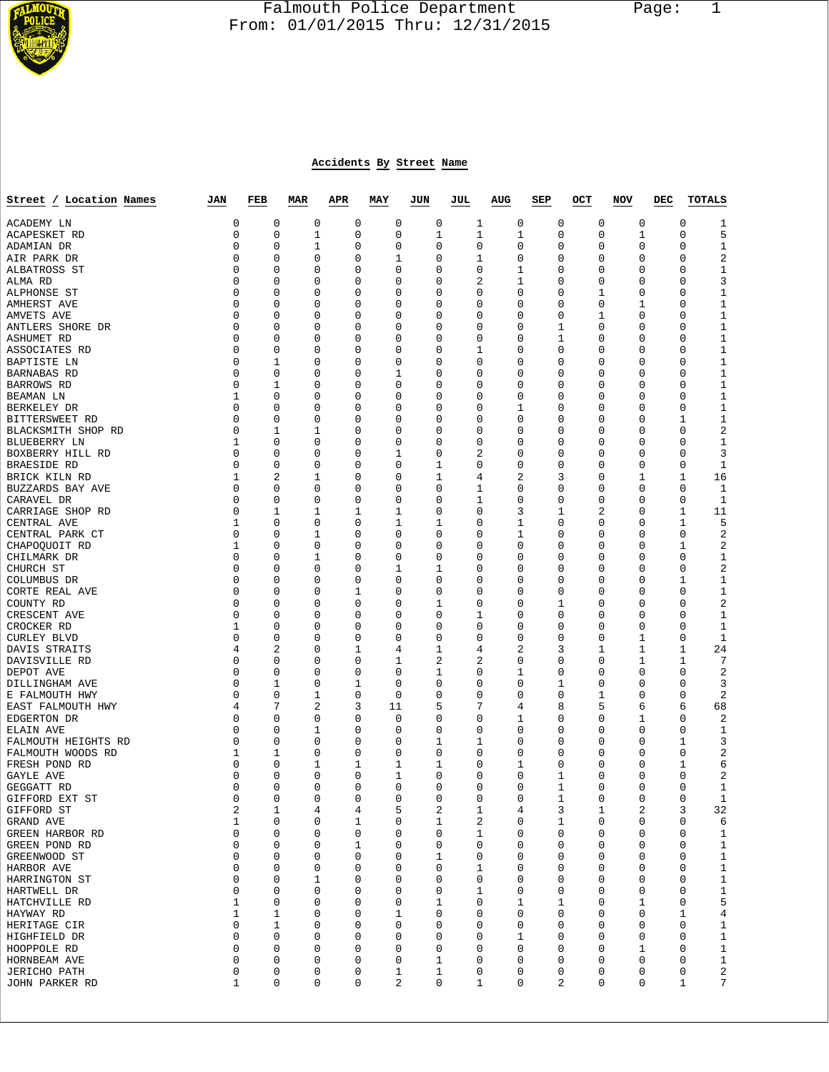# Falmouth Police Department

From: 01/01/2015 Thru: 12/31/2015

## Accidents By Street Name

| Street / Location Names | JAN | FEB | MAR | APR | MAY | JUN | JUL | AUG | SEP | OCT | NOV | DEC | TOTALS |
|---|---|---|---|---|---|---|---|---|---|---|---|---|---|
| ACADEMY LN | 0 | 0 | 0 | 0 | 0 | 0 | 1 | 0 | 0 | 0 | 0 | 0 | 1 |
| ACAPESKET RD | 0 | 0 | 1 | 0 | 0 | 1 | 1 | 1 | 0 | 0 | 1 | 0 | 5 |
| ADAMIAN DR | 0 | 0 | 1 | 0 | 0 | 0 | 0 | 0 | 0 | 0 | 0 | 0 | 1 |
| AIR PARK DR | 0 | 0 | 0 | 0 | 1 | 0 | 1 | 0 | 0 | 0 | 0 | 0 | 2 |
| ALBATROSS ST | 0 | 0 | 0 | 0 | 0 | 0 | 0 | 1 | 0 | 0 | 0 | 0 | 1 |
| ALMA RD | 0 | 0 | 0 | 0 | 0 | 0 | 2 | 1 | 0 | 0 | 0 | 0 | 3 |
| ALPHONSE ST | 0 | 0 | 0 | 0 | 0 | 0 | 0 | 0 | 0 | 1 | 0 | 0 | 1 |
| AMHERST AVE | 0 | 0 | 0 | 0 | 0 | 0 | 0 | 0 | 0 | 0 | 1 | 0 | 1 |
| AMVETS AVE | 0 | 0 | 0 | 0 | 0 | 0 | 0 | 0 | 0 | 1 | 0 | 0 | 1 |
| ANTLERS SHORE DR | 0 | 0 | 0 | 0 | 0 | 0 | 0 | 0 | 1 | 0 | 0 | 0 | 1 |
| ASHUMET RD | 0 | 0 | 0 | 0 | 0 | 0 | 0 | 0 | 1 | 0 | 0 | 0 | 1 |
| ASSOCIATES RD | 0 | 0 | 0 | 0 | 0 | 0 | 1 | 0 | 0 | 0 | 0 | 0 | 1 |
| BAPTISTE LN | 0 | 1 | 0 | 0 | 0 | 0 | 0 | 0 | 0 | 0 | 0 | 0 | 1 |
| BARNABAS RD | 0 | 0 | 0 | 0 | 1 | 0 | 0 | 0 | 0 | 0 | 0 | 0 | 1 |
| BARROWS RD | 0 | 1 | 0 | 0 | 0 | 0 | 0 | 0 | 0 | 0 | 0 | 0 | 1 |
| BEAMAN LN | 1 | 0 | 0 | 0 | 0 | 0 | 0 | 0 | 0 | 0 | 0 | 0 | 1 |
| BERKELEY DR | 0 | 0 | 0 | 0 | 0 | 0 | 0 | 1 | 0 | 0 | 0 | 0 | 1 |
| BITTERSWEET RD | 0 | 0 | 0 | 0 | 0 | 0 | 0 | 0 | 0 | 0 | 0 | 1 | 1 |
| BLACKSMITH SHOP RD | 0 | 1 | 1 | 0 | 0 | 0 | 0 | 0 | 0 | 0 | 0 | 0 | 2 |
| BLUEBERRY LN | 1 | 0 | 0 | 0 | 0 | 0 | 0 | 0 | 0 | 0 | 0 | 0 | 1 |
| BOXBERRY HILL RD | 0 | 0 | 0 | 0 | 1 | 0 | 2 | 0 | 0 | 0 | 0 | 0 | 3 |
| BRAESIDE RD | 0 | 0 | 0 | 0 | 0 | 1 | 0 | 0 | 0 | 0 | 0 | 0 | 1 |
| BRICK KILN RD | 1 | 2 | 1 | 0 | 0 | 1 | 4 | 2 | 3 | 0 | 1 | 1 | 16 |
| BUZZARDS BAY AVE | 0 | 0 | 0 | 0 | 0 | 0 | 1 | 0 | 0 | 0 | 0 | 0 | 1 |
| CARAVEL DR | 0 | 0 | 0 | 0 | 0 | 0 | 1 | 0 | 0 | 0 | 0 | 0 | 1 |
| CARRIAGE SHOP RD | 0 | 1 | 1 | 1 | 1 | 0 | 0 | 3 | 1 | 2 | 0 | 1 | 11 |
| CENTRAL AVE | 1 | 0 | 0 | 0 | 1 | 1 | 0 | 1 | 0 | 0 | 0 | 1 | 5 |
| CENTRAL PARK CT | 0 | 0 | 1 | 0 | 0 | 0 | 0 | 1 | 0 | 0 | 0 | 0 | 2 |
| CHAPOQUOIT RD | 1 | 0 | 0 | 0 | 0 | 0 | 0 | 0 | 0 | 0 | 0 | 1 | 2 |
| CHILMARK DR | 0 | 0 | 1 | 0 | 0 | 0 | 0 | 0 | 0 | 0 | 0 | 0 | 1 |
| CHURCH ST | 0 | 0 | 0 | 0 | 1 | 1 | 0 | 0 | 0 | 0 | 0 | 0 | 2 |
| COLUMBUS DR | 0 | 0 | 0 | 0 | 0 | 0 | 0 | 0 | 0 | 0 | 0 | 1 | 1 |
| CORTE REAL AVE | 0 | 0 | 0 | 1 | 0 | 0 | 0 | 0 | 0 | 0 | 0 | 0 | 1 |
| COUNTY RD | 0 | 0 | 0 | 0 | 0 | 1 | 0 | 0 | 1 | 0 | 0 | 0 | 2 |
| CRESCENT AVE | 0 | 0 | 0 | 0 | 0 | 0 | 1 | 0 | 0 | 0 | 0 | 0 | 1 |
| CROCKER RD | 1 | 0 | 0 | 0 | 0 | 0 | 0 | 0 | 0 | 0 | 0 | 0 | 1 |
| CURLEY BLVD | 0 | 0 | 0 | 0 | 0 | 0 | 0 | 0 | 0 | 0 | 1 | 0 | 1 |
| DAVIS STRAITS | 4 | 2 | 0 | 1 | 4 | 1 | 4 | 2 | 3 | 1 | 1 | 1 | 24 |
| DAVISVILLE RD | 0 | 0 | 0 | 0 | 1 | 2 | 2 | 0 | 0 | 0 | 1 | 1 | 7 |
| DEPOT AVE | 0 | 0 | 0 | 0 | 0 | 1 | 0 | 1 | 0 | 0 | 0 | 0 | 2 |
| DILLINGHAM AVE | 0 | 1 | 0 | 1 | 0 | 0 | 0 | 0 | 1 | 0 | 0 | 0 | 3 |
| E FALMOUTH HWY | 0 | 0 | 1 | 0 | 0 | 0 | 0 | 0 | 0 | 1 | 0 | 0 | 2 |
| EAST FALMOUTH HWY | 4 | 7 | 2 | 3 | 11 | 5 | 7 | 4 | 8 | 5 | 6 | 6 | 68 |
| EDGERTON DR | 0 | 0 | 0 | 0 | 0 | 0 | 0 | 1 | 0 | 0 | 1 | 0 | 2 |
| ELAIN AVE | 0 | 0 | 1 | 0 | 0 | 0 | 0 | 0 | 0 | 0 | 0 | 0 | 1 |
| FALMOUTH HEIGHTS RD | 0 | 0 | 0 | 0 | 0 | 1 | 1 | 0 | 0 | 0 | 0 | 1 | 3 |
| FALMOUTH WOODS RD | 1 | 1 | 0 | 0 | 0 | 0 | 0 | 0 | 0 | 0 | 0 | 0 | 2 |
| FRESH POND RD | 0 | 0 | 1 | 1 | 1 | 1 | 0 | 1 | 0 | 0 | 0 | 1 | 6 |
| GAYLE AVE | 0 | 0 | 0 | 0 | 1 | 0 | 0 | 0 | 1 | 0 | 0 | 0 | 2 |
| GEGGATT RD | 0 | 0 | 0 | 0 | 0 | 0 | 0 | 0 | 1 | 0 | 0 | 0 | 1 |
| GIFFORD EXT ST | 0 | 0 | 0 | 0 | 0 | 0 | 0 | 0 | 1 | 0 | 0 | 0 | 1 |
| GIFFORD ST | 2 | 1 | 4 | 4 | 5 | 2 | 1 | 4 | 3 | 1 | 2 | 3 | 32 |
| GRAND AVE | 1 | 0 | 0 | 1 | 0 | 1 | 2 | 0 | 1 | 0 | 0 | 0 | 6 |
| GREEN HARBOR RD | 0 | 0 | 0 | 0 | 0 | 0 | 1 | 0 | 0 | 0 | 0 | 0 | 1 |
| GREEN POND RD | 0 | 0 | 0 | 1 | 0 | 0 | 0 | 0 | 0 | 0 | 0 | 0 | 1 |
| GREENWOOD ST | 0 | 0 | 0 | 0 | 0 | 1 | 0 | 0 | 0 | 0 | 0 | 0 | 1 |
| HARBOR AVE | 0 | 0 | 0 | 0 | 0 | 0 | 1 | 0 | 0 | 0 | 0 | 0 | 1 |
| HARRINGTON ST | 0 | 0 | 1 | 0 | 0 | 0 | 0 | 0 | 0 | 0 | 0 | 0 | 1 |
| HARTWELL DR | 0 | 0 | 0 | 0 | 0 | 0 | 1 | 0 | 0 | 0 | 0 | 0 | 1 |
| HATCHVILLE RD | 1 | 0 | 0 | 0 | 0 | 1 | 0 | 1 | 1 | 0 | 1 | 0 | 5 |
| HAYWAY RD | 1 | 1 | 0 | 0 | 1 | 0 | 0 | 0 | 0 | 0 | 0 | 1 | 4 |
| HERITAGE CIR | 0 | 1 | 0 | 0 | 0 | 0 | 0 | 0 | 0 | 0 | 0 | 0 | 1 |
| HIGHFIELD DR | 0 | 0 | 0 | 0 | 0 | 0 | 0 | 1 | 0 | 0 | 0 | 0 | 1 |
| HOOPPOLE RD | 0 | 0 | 0 | 0 | 0 | 0 | 0 | 0 | 0 | 0 | 1 | 0 | 1 |
| HORNBEAM AVE | 0 | 0 | 0 | 0 | 0 | 1 | 0 | 0 | 0 | 0 | 0 | 0 | 1 |
| JERICHO PATH | 0 | 0 | 0 | 0 | 1 | 1 | 0 | 0 | 0 | 0 | 0 | 0 | 2 |
| JOHN PARKER RD | 1 | 0 | 0 | 0 | 2 | 0 | 1 | 0 | 2 | 0 | 0 | 1 | 7 |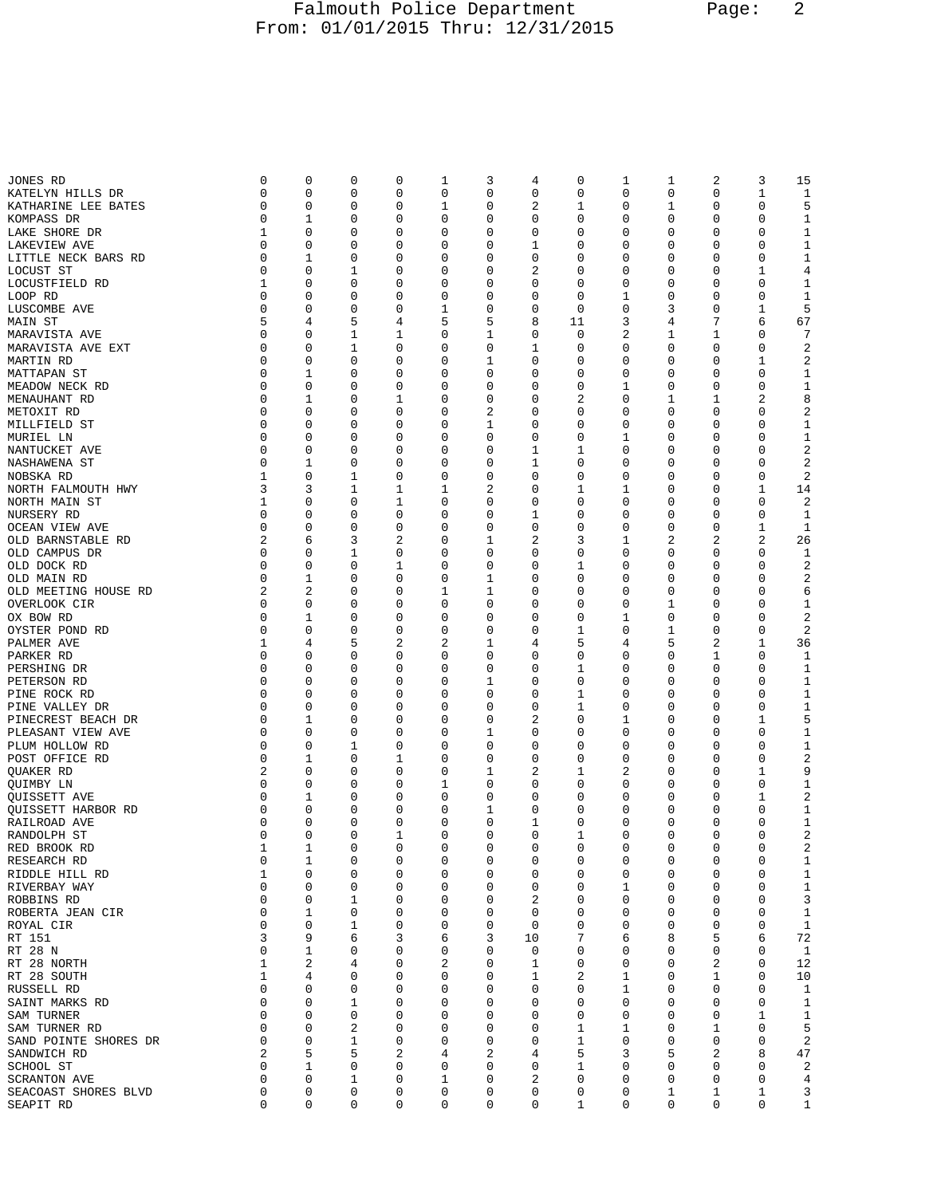| | | | | | | | | | | | | | |
|---|---|---|---|---|---|---|---|---|---|---|---|---|---|
| JONES RD | 0 | 0 | 0 | 0 | 1 | 3 | 4 | 0 | 1 | 1 | 2 | 3 | 15 |
| KATELYN HILLS DR | 0 | 0 | 0 | 0 | 0 | 0 | 0 | 0 | 0 | 0 | 0 | 1 | 1 |
| KATHARINE LEE BATES | 0 | 0 | 0 | 0 | 1 | 0 | 2 | 1 | 0 | 1 | 0 | 0 | 5 |
| KOMPASS DR | 0 | 1 | 0 | 0 | 0 | 0 | 0 | 0 | 0 | 0 | 0 | 0 | 1 |
| LAKE SHORE DR | 1 | 0 | 0 | 0 | 0 | 0 | 0 | 0 | 0 | 0 | 0 | 0 | 1 |
| LAKEVIEW AVE | 0 | 0 | 0 | 0 | 0 | 0 | 1 | 0 | 0 | 0 | 0 | 0 | 1 |
| LITTLE NECK BARS RD | 0 | 1 | 0 | 0 | 0 | 0 | 0 | 0 | 0 | 0 | 0 | 0 | 1 |
| LOCUST ST | 0 | 0 | 1 | 0 | 0 | 0 | 2 | 0 | 0 | 0 | 0 | 1 | 4 |
| LOCUSTFIELD RD | 1 | 0 | 0 | 0 | 0 | 0 | 0 | 0 | 0 | 0 | 0 | 0 | 1 |
| LOOP RD | 0 | 0 | 0 | 0 | 0 | 0 | 0 | 0 | 1 | 0 | 0 | 0 | 1 |
| LUSCOMBE AVE | 0 | 0 | 0 | 0 | 1 | 0 | 0 | 0 | 0 | 3 | 0 | 1 | 5 |
| MAIN ST | 5 | 4 | 5 | 4 | 5 | 5 | 8 | 11 | 3 | 4 | 7 | 6 | 67 |
| MARAVISTA AVE | 0 | 0 | 1 | 1 | 0 | 1 | 0 | 0 | 2 | 1 | 1 | 0 | 7 |
| MARAVISTA AVE EXT | 0 | 0 | 1 | 0 | 0 | 0 | 1 | 0 | 0 | 0 | 0 | 0 | 2 |
| MARTIN RD | 0 | 0 | 0 | 0 | 0 | 1 | 0 | 0 | 0 | 0 | 0 | 1 | 2 |
| MATTAPAN ST | 0 | 1 | 0 | 0 | 0 | 0 | 0 | 0 | 0 | 0 | 0 | 0 | 1 |
| MEADOW NECK RD | 0 | 0 | 0 | 0 | 0 | 0 | 0 | 0 | 1 | 0 | 0 | 0 | 1 |
| MENAUHANT RD | 0 | 1 | 0 | 1 | 0 | 0 | 0 | 2 | 0 | 1 | 1 | 2 | 8 |
| METOXIT RD | 0 | 0 | 0 | 0 | 0 | 2 | 0 | 0 | 0 | 0 | 0 | 0 | 2 |
| MILLFIELD ST | 0 | 0 | 0 | 0 | 0 | 1 | 0 | 0 | 0 | 0 | 0 | 0 | 1 |
| MURIEL LN | 0 | 0 | 0 | 0 | 0 | 0 | 0 | 0 | 1 | 0 | 0 | 0 | 1 |
| NANTUCKET AVE | 0 | 0 | 0 | 0 | 0 | 0 | 1 | 1 | 0 | 0 | 0 | 0 | 2 |
| NASHAWENA ST | 0 | 1 | 0 | 0 | 0 | 0 | 1 | 0 | 0 | 0 | 0 | 0 | 2 |
| NOBSKA RD | 1 | 0 | 1 | 0 | 0 | 0 | 0 | 0 | 0 | 0 | 0 | 0 | 2 |
| NORTH FALMOUTH HWY | 3 | 3 | 1 | 1 | 1 | 2 | 0 | 1 | 1 | 0 | 0 | 1 | 14 |
| NORTH MAIN ST | 1 | 0 | 0 | 1 | 0 | 0 | 0 | 0 | 0 | 0 | 0 | 0 | 2 |
| NURSERY RD | 0 | 0 | 0 | 0 | 0 | 0 | 1 | 0 | 0 | 0 | 0 | 0 | 1 |
| OCEAN VIEW AVE | 0 | 0 | 0 | 0 | 0 | 0 | 0 | 0 | 0 | 0 | 0 | 1 | 1 |
| OLD BARNSTABLE RD | 2 | 6 | 3 | 2 | 0 | 1 | 2 | 3 | 1 | 2 | 2 | 2 | 26 |
| OLD CAMPUS DR | 0 | 0 | 1 | 0 | 0 | 0 | 0 | 0 | 0 | 0 | 0 | 0 | 1 |
| OLD DOCK RD | 0 | 0 | 0 | 1 | 0 | 0 | 0 | 1 | 0 | 0 | 0 | 0 | 2 |
| OLD MAIN RD | 0 | 1 | 0 | 0 | 0 | 1 | 0 | 0 | 0 | 0 | 0 | 0 | 2 |
| OLD MEETING HOUSE RD | 2 | 2 | 0 | 0 | 1 | 1 | 0 | 0 | 0 | 0 | 0 | 0 | 6 |
| OVERLOOK CIR | 0 | 0 | 0 | 0 | 0 | 0 | 0 | 0 | 0 | 1 | 0 | 0 | 1 |
| OX BOW RD | 0 | 1 | 0 | 0 | 0 | 0 | 0 | 0 | 1 | 0 | 0 | 0 | 2 |
| OYSTER POND RD | 0 | 0 | 0 | 0 | 0 | 0 | 0 | 1 | 0 | 1 | 0 | 0 | 2 |
| PALMER AVE | 1 | 4 | 5 | 2 | 2 | 1 | 4 | 5 | 4 | 5 | 2 | 1 | 36 |
| PARKER RD | 0 | 0 | 0 | 0 | 0 | 0 | 0 | 0 | 0 | 0 | 1 | 0 | 1 |
| PERSHING DR | 0 | 0 | 0 | 0 | 0 | 0 | 0 | 1 | 0 | 0 | 0 | 0 | 1 |
| PETERSON RD | 0 | 0 | 0 | 0 | 0 | 1 | 0 | 0 | 0 | 0 | 0 | 0 | 1 |
| PINE ROCK RD | 0 | 0 | 0 | 0 | 0 | 0 | 0 | 1 | 0 | 0 | 0 | 0 | 1 |
| PINE VALLEY DR | 0 | 0 | 0 | 0 | 0 | 0 | 0 | 1 | 0 | 0 | 0 | 0 | 1 |
| PINECREST BEACH DR | 0 | 1 | 0 | 0 | 0 | 0 | 2 | 0 | 1 | 0 | 0 | 1 | 5 |
| PLEASANT VIEW AVE | 0 | 0 | 0 | 0 | 0 | 1 | 0 | 0 | 0 | 0 | 0 | 0 | 1 |
| PLUM HOLLOW RD | 0 | 0 | 1 | 0 | 0 | 0 | 0 | 0 | 0 | 0 | 0 | 0 | 1 |
| POST OFFICE RD | 0 | 1 | 0 | 1 | 0 | 0 | 0 | 0 | 0 | 0 | 0 | 0 | 2 |
| QUAKER RD | 2 | 0 | 0 | 0 | 0 | 1 | 2 | 1 | 2 | 0 | 0 | 1 | 9 |
| QUIMBY LN | 0 | 0 | 0 | 0 | 1 | 0 | 0 | 0 | 0 | 0 | 0 | 0 | 1 |
| QUISSETT AVE | 0 | 1 | 0 | 0 | 0 | 0 | 0 | 0 | 0 | 0 | 0 | 1 | 2 |
| QUISSETT HARBOR RD | 0 | 0 | 0 | 0 | 0 | 1 | 0 | 0 | 0 | 0 | 0 | 0 | 1 |
| RAILROAD AVE | 0 | 0 | 0 | 0 | 0 | 0 | 1 | 0 | 0 | 0 | 0 | 0 | 1 |
| RANDOLPH ST | 0 | 0 | 0 | 1 | 0 | 0 | 0 | 1 | 0 | 0 | 0 | 0 | 2 |
| RED BROOK RD | 1 | 1 | 0 | 0 | 0 | 0 | 0 | 0 | 0 | 0 | 0 | 0 | 2 |
| RESEARCH RD | 0 | 1 | 0 | 0 | 0 | 0 | 0 | 0 | 0 | 0 | 0 | 0 | 1 |
| RIDDLE HILL RD | 1 | 0 | 0 | 0 | 0 | 0 | 0 | 0 | 0 | 0 | 0 | 0 | 1 |
| RIVERBAY WAY | 0 | 0 | 0 | 0 | 0 | 0 | 0 | 0 | 1 | 0 | 0 | 0 | 1 |
| ROBBINS RD | 0 | 0 | 1 | 0 | 0 | 0 | 2 | 0 | 0 | 0 | 0 | 0 | 3 |
| ROBERTA JEAN CIR | 0 | 1 | 0 | 0 | 0 | 0 | 0 | 0 | 0 | 0 | 0 | 0 | 1 |
| ROYAL CIR | 0 | 0 | 1 | 0 | 0 | 0 | 0 | 0 | 0 | 0 | 0 | 0 | 1 |
| RT 151 | 3 | 9 | 6 | 3 | 6 | 3 | 10 | 7 | 6 | 8 | 5 | 6 | 72 |
| RT 28 N | 0 | 1 | 0 | 0 | 0 | 0 | 0 | 0 | 0 | 0 | 0 | 0 | 1 |
| RT 28 NORTH | 1 | 2 | 4 | 0 | 2 | 0 | 1 | 0 | 0 | 0 | 2 | 0 | 12 |
| RT 28 SOUTH | 1 | 4 | 0 | 0 | 0 | 0 | 1 | 2 | 1 | 0 | 1 | 0 | 10 |
| RUSSELL RD | 0 | 0 | 0 | 0 | 0 | 0 | 0 | 0 | 1 | 0 | 0 | 0 | 1 |
| SAINT MARKS RD | 0 | 0 | 1 | 0 | 0 | 0 | 0 | 0 | 0 | 0 | 0 | 0 | 1 |
| SAM TURNER | 0 | 0 | 0 | 0 | 0 | 0 | 0 | 0 | 0 | 0 | 0 | 1 | 1 |
| SAM TURNER RD | 0 | 0 | 2 | 0 | 0 | 0 | 0 | 1 | 1 | 0 | 1 | 0 | 5 |
| SAND POINTE SHORES DR | 0 | 0 | 1 | 0 | 0 | 0 | 0 | 1 | 0 | 0 | 0 | 0 | 2 |
| SANDWICH RD | 2 | 5 | 5 | 2 | 4 | 2 | 4 | 5 | 3 | 5 | 2 | 8 | 47 |
| SCHOOL ST | 0 | 1 | 0 | 0 | 0 | 0 | 0 | 1 | 0 | 0 | 0 | 0 | 2 |
| SCRANTON AVE | 0 | 0 | 1 | 0 | 1 | 0 | 2 | 0 | 0 | 0 | 0 | 0 | 4 |
| SEACOAST SHORES BLVD | 0 | 0 | 0 | 0 | 0 | 0 | 0 | 0 | 0 | 1 | 1 | 1 | 3 |
| SEAPIT RD | 0 | 0 | 0 | 0 | 0 | 0 | 0 | 1 | 0 | 0 | 0 | 0 | 1 |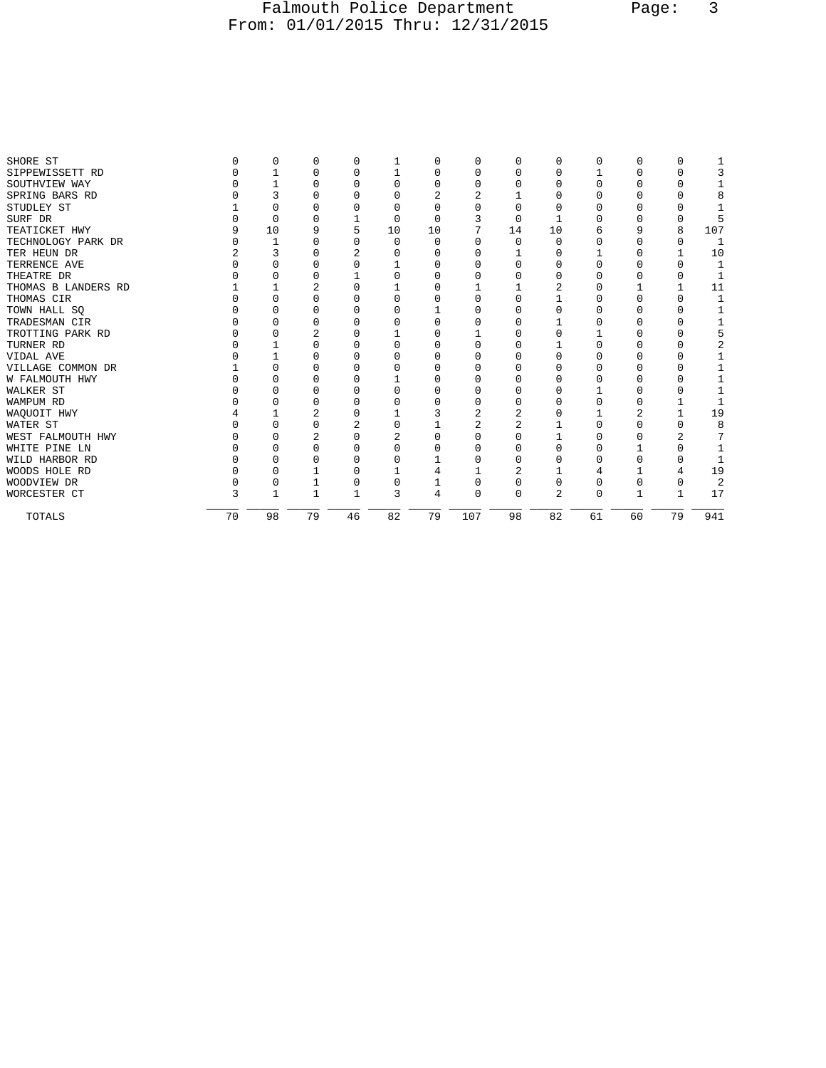| | | | | | | | | | | | | | |
|---|---|---|---|---|---|---|---|---|---|---|---|---|---|
| SHORE ST | 0 | 0 | 0 | 0 | 1 | 0 | 0 | 0 | 0 | 0 | 0 | 0 | 1 |
| SIPPEWISSETT RD | 0 | 1 | 0 | 0 | 1 | 0 | 0 | 0 | 0 | 1 | 0 | 0 | 3 |
| SOUTHVIEW WAY | 0 | 1 | 0 | 0 | 0 | 0 | 0 | 0 | 0 | 0 | 0 | 0 | 1 |
| SPRING BARS RD | 0 | 3 | 0 | 0 | 0 | 2 | 2 | 1 | 0 | 0 | 0 | 0 | 8 |
| STUDLEY ST | 1 | 0 | 0 | 0 | 0 | 0 | 0 | 0 | 0 | 0 | 0 | 0 | 1 |
| SURF DR | 0 | 0 | 0 | 1 | 0 | 0 | 3 | 0 | 1 | 0 | 0 | 0 | 5 |
| TEATICKET HWY | 9 | 10 | 9 | 5 | 10 | 10 | 7 | 14 | 10 | 6 | 9 | 8 | 107 |
| TECHNOLOGY PARK DR | 0 | 1 | 0 | 0 | 0 | 0 | 0 | 0 | 0 | 0 | 0 | 0 | 1 |
| TER HEUN DR | 2 | 3 | 0 | 2 | 0 | 0 | 0 | 1 | 0 | 1 | 0 | 1 | 10 |
| TERRENCE AVE | 0 | 0 | 0 | 0 | 1 | 0 | 0 | 0 | 0 | 0 | 0 | 0 | 1 |
| THEATRE DR | 0 | 0 | 0 | 1 | 0 | 0 | 0 | 0 | 0 | 0 | 0 | 0 | 1 |
| THOMAS B LANDERS RD | 1 | 1 | 2 | 0 | 1 | 0 | 1 | 1 | 2 | 0 | 1 | 1 | 11 |
| THOMAS CIR | 0 | 0 | 0 | 0 | 0 | 0 | 0 | 0 | 1 | 0 | 0 | 0 | 1 |
| TOWN HALL SQ | 0 | 0 | 0 | 0 | 0 | 1 | 0 | 0 | 0 | 0 | 0 | 0 | 1 |
| TRADESMAN CIR | 0 | 0 | 0 | 0 | 0 | 0 | 0 | 0 | 1 | 0 | 0 | 0 | 1 |
| TROTTING PARK RD | 0 | 0 | 2 | 0 | 1 | 0 | 1 | 0 | 0 | 1 | 0 | 0 | 5 |
| TURNER RD | 0 | 1 | 0 | 0 | 0 | 0 | 0 | 0 | 1 | 0 | 0 | 0 | 2 |
| VIDAL AVE | 0 | 1 | 0 | 0 | 0 | 0 | 0 | 0 | 0 | 0 | 0 | 0 | 1 |
| VILLAGE COMMON DR | 1 | 0 | 0 | 0 | 0 | 0 | 0 | 0 | 0 | 0 | 0 | 0 | 1 |
| W FALMOUTH HWY | 0 | 0 | 0 | 0 | 1 | 0 | 0 | 0 | 0 | 0 | 0 | 0 | 1 |
| WALKER ST | 0 | 0 | 0 | 0 | 0 | 0 | 0 | 0 | 0 | 1 | 0 | 0 | 1 |
| WAMPUM RD | 0 | 0 | 0 | 0 | 0 | 0 | 0 | 0 | 0 | 0 | 0 | 1 | 1 |
| WAQUOIT HWY | 4 | 1 | 2 | 0 | 1 | 3 | 2 | 2 | 0 | 1 | 2 | 1 | 19 |
| WATER ST | 0 | 0 | 0 | 2 | 0 | 1 | 2 | 2 | 1 | 0 | 0 | 0 | 8 |
| WEST FALMOUTH HWY | 0 | 0 | 2 | 0 | 2 | 0 | 0 | 0 | 1 | 0 | 0 | 2 | 7 |
| WHITE PINE LN | 0 | 0 | 0 | 0 | 0 | 0 | 0 | 0 | 0 | 0 | 1 | 0 | 1 |
| WILD HARBOR RD | 0 | 0 | 0 | 0 | 0 | 1 | 0 | 0 | 0 | 0 | 0 | 0 | 1 |
| WOODS HOLE RD | 0 | 0 | 1 | 0 | 1 | 4 | 1 | 2 | 1 | 4 | 1 | 4 | 19 |
| WOODVIEW DR | 0 | 0 | 1 | 0 | 0 | 1 | 0 | 0 | 0 | 0 | 0 | 0 | 2 |
| WORCESTER CT | 3 | 1 | 1 | 1 | 3 | 4 | 0 | 0 | 2 | 0 | 1 | 1 | 17 |
| TOTALS | 70 | 98 | 79 | 46 | 82 | 79 | 107 | 98 | 82 | 61 | 60 | 79 | 941 |